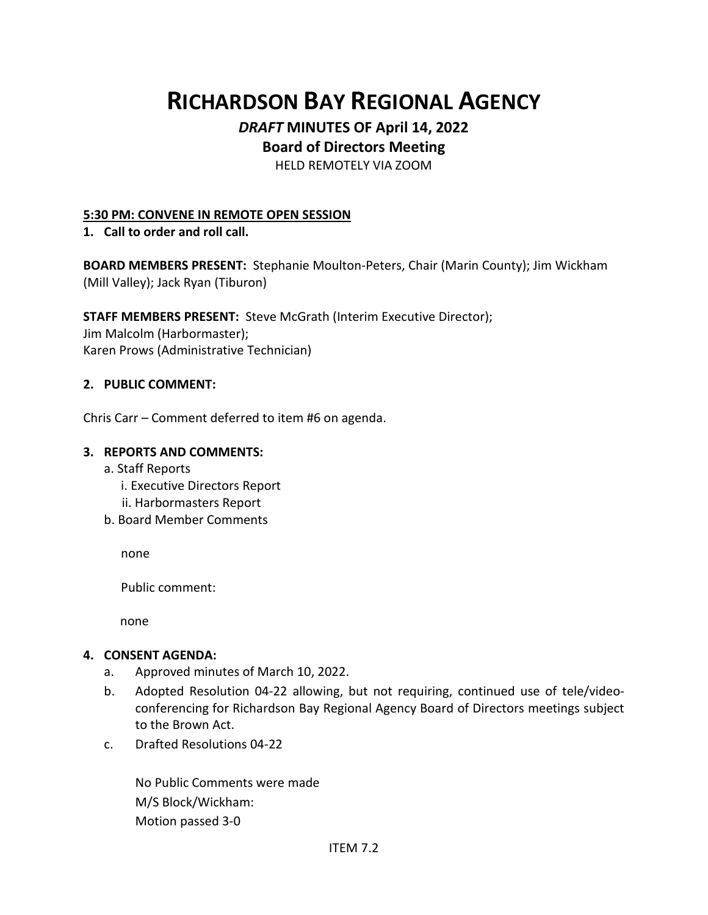# RICHARDSON BAY REGIONAL AGENCY

## *DRAFT* MINUTES OF April 14, 2022

## Board of Directors Meeting

HELD REMOTELY VIA ZOOM

**5:30 PM: CONVENE IN REMOTE OPEN SESSION**

**1. Call to order and roll call.**

**BOARD MEMBERS PRESENT:** Stephanie Moulton-Peters, Chair (Marin County); Jim Wickham (Mill Valley); Jack Ryan (Tiburon)

**STAFF MEMBERS PRESENT:** Steve McGrath (Interim Executive Director);
Jim Malcolm (Harbormaster);
Karen Prows (Administrative Technician)

**2. PUBLIC COMMENT:**

Chris Carr – Comment deferred to item #6 on agenda.

**3. REPORTS AND COMMENTS:**

a. Staff Reports
   i. Executive Directors Report
   ii. Harbormasters Report
b. Board Member Comments

none

Public comment:

none

**4. CONSENT AGENDA:**

a. Approved minutes of March 10, 2022.
b. Adopted Resolution 04-22 allowing, but not requiring, continued use of tele/video-conferencing for Richardson Bay Regional Agency Board of Directors meetings subject to the Brown Act.
c. Drafted Resolutions 04-22

No Public Comments were made
M/S Block/Wickham:
Motion passed 3-0

ITEM 7.2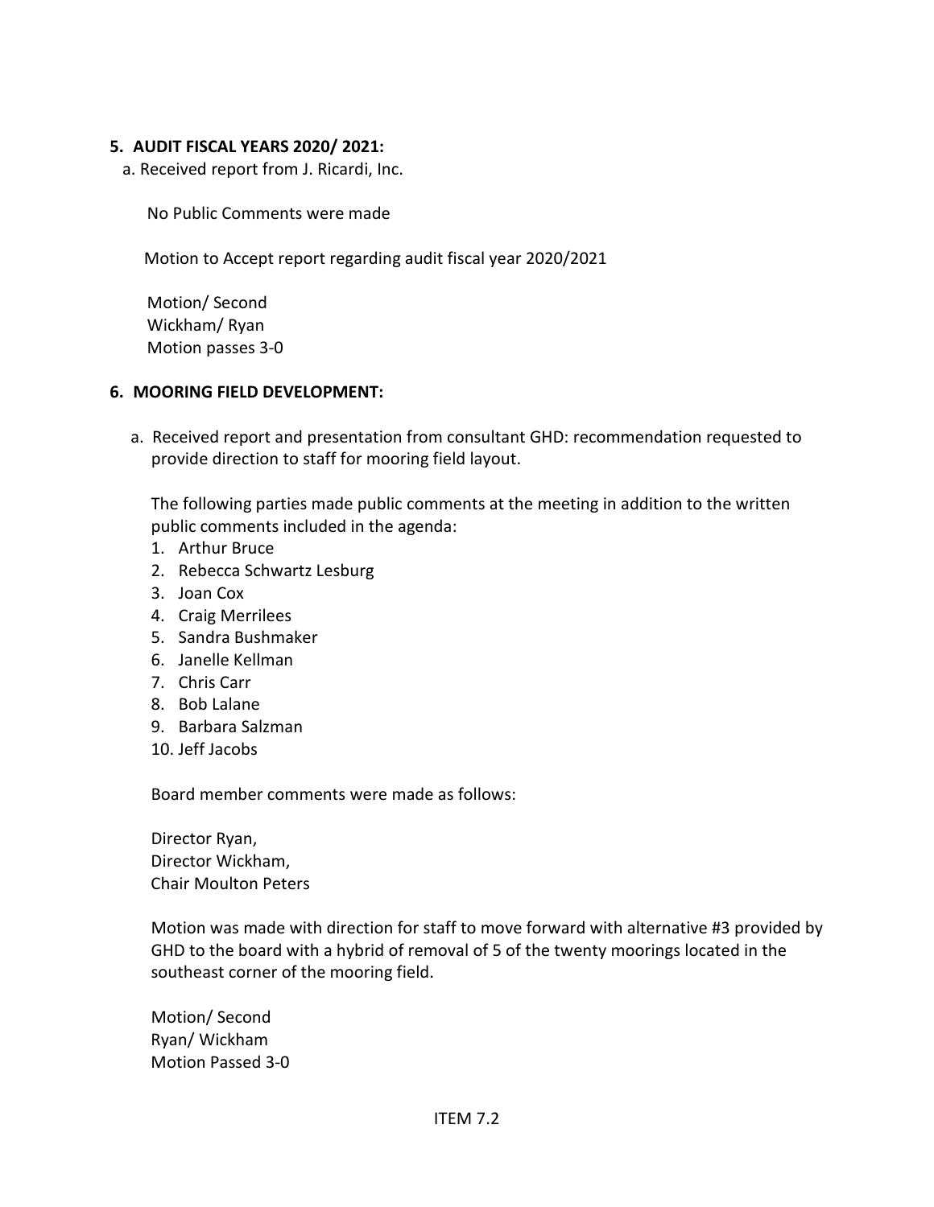## 5. AUDIT FISCAL YEARS 2020/ 2021:

a. Received report from J. Ricardi, Inc.

No Public Comments were made

Motion to Accept report regarding audit fiscal year 2020/2021

Motion/ Second
Wickham/ Ryan
Motion passes 3-0

## 6. MOORING FIELD DEVELOPMENT:

a. Received report and presentation from consultant GHD: recommendation requested to provide direction to staff for mooring field layout.

The following parties made public comments at the meeting in addition to the written public comments included in the agenda:

1. Arthur Bruce
2. Rebecca Schwartz Lesburg
3. Joan Cox
4. Craig Merrilees
5. Sandra Bushmaker
6. Janelle Kellman
7. Chris Carr
8. Bob Lalane
9. Barbara Salzman
10. Jeff Jacobs

Board member comments were made as follows:

Director Ryan,
Director Wickham,
Chair Moulton Peters

Motion was made with direction for staff to move forward with alternative #3 provided by GHD to the board with a hybrid of removal of 5 of the twenty moorings located in the southeast corner of the mooring field.

Motion/ Second
Ryan/ Wickham
Motion Passed 3-0

ITEM 7.2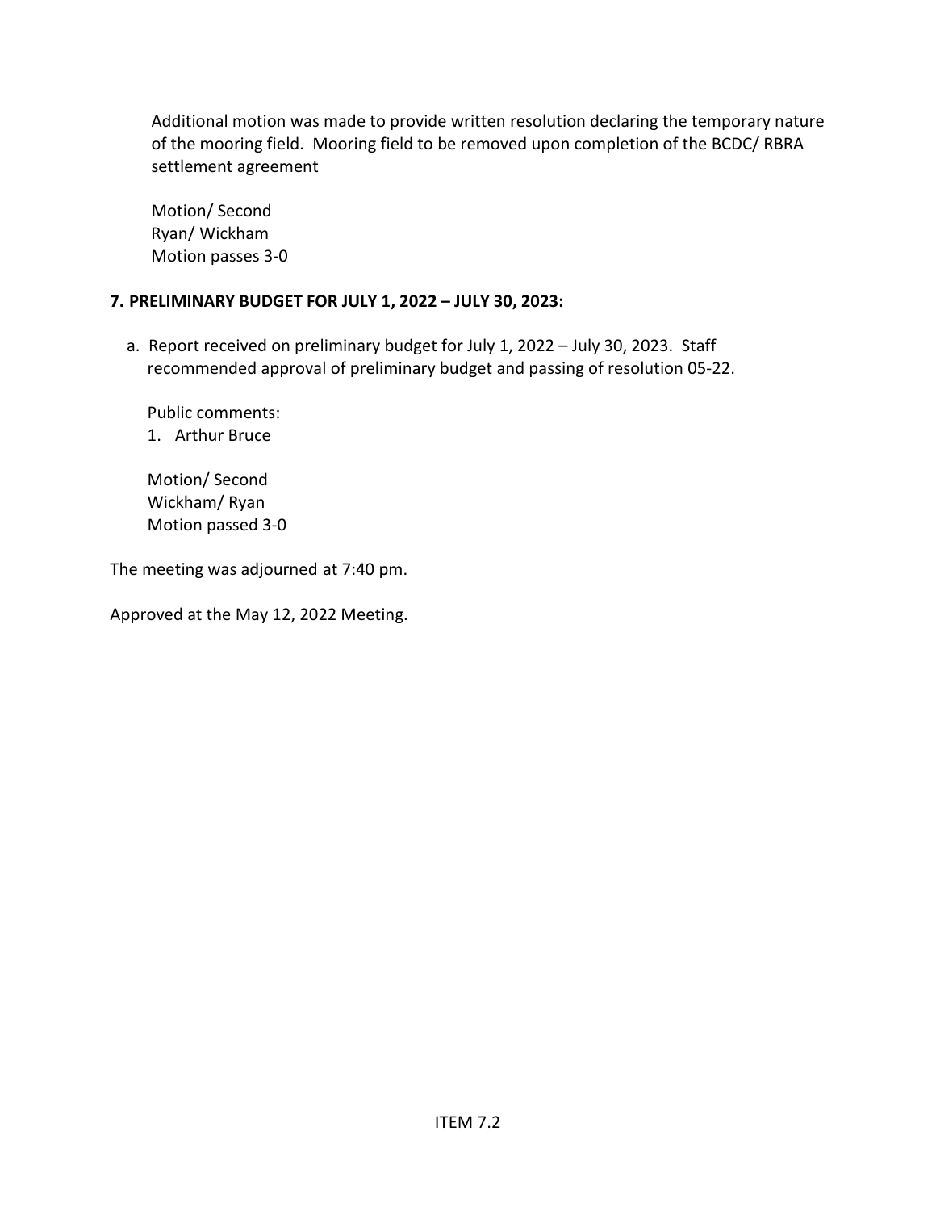Additional motion was made to provide written resolution declaring the temporary nature of the mooring field. Mooring field to be removed upon completion of the BCDC/ RBRA settlement agreement

Motion/ Second
Ryan/ Wickham
Motion passes 3-0

**7. PRELIMINARY BUDGET FOR JULY 1, 2022 – JULY 30, 2023:**

a. Report received on preliminary budget for July 1, 2022 – July 30, 2023. Staff recommended approval of preliminary budget and passing of resolution 05-22.

Public comments:

1. Arthur Bruce

Motion/ Second
Wickham/ Ryan
Motion passed 3-0

The meeting was adjourned at 7:40 pm.

Approved at the May 12, 2022 Meeting.

ITEM 7.2